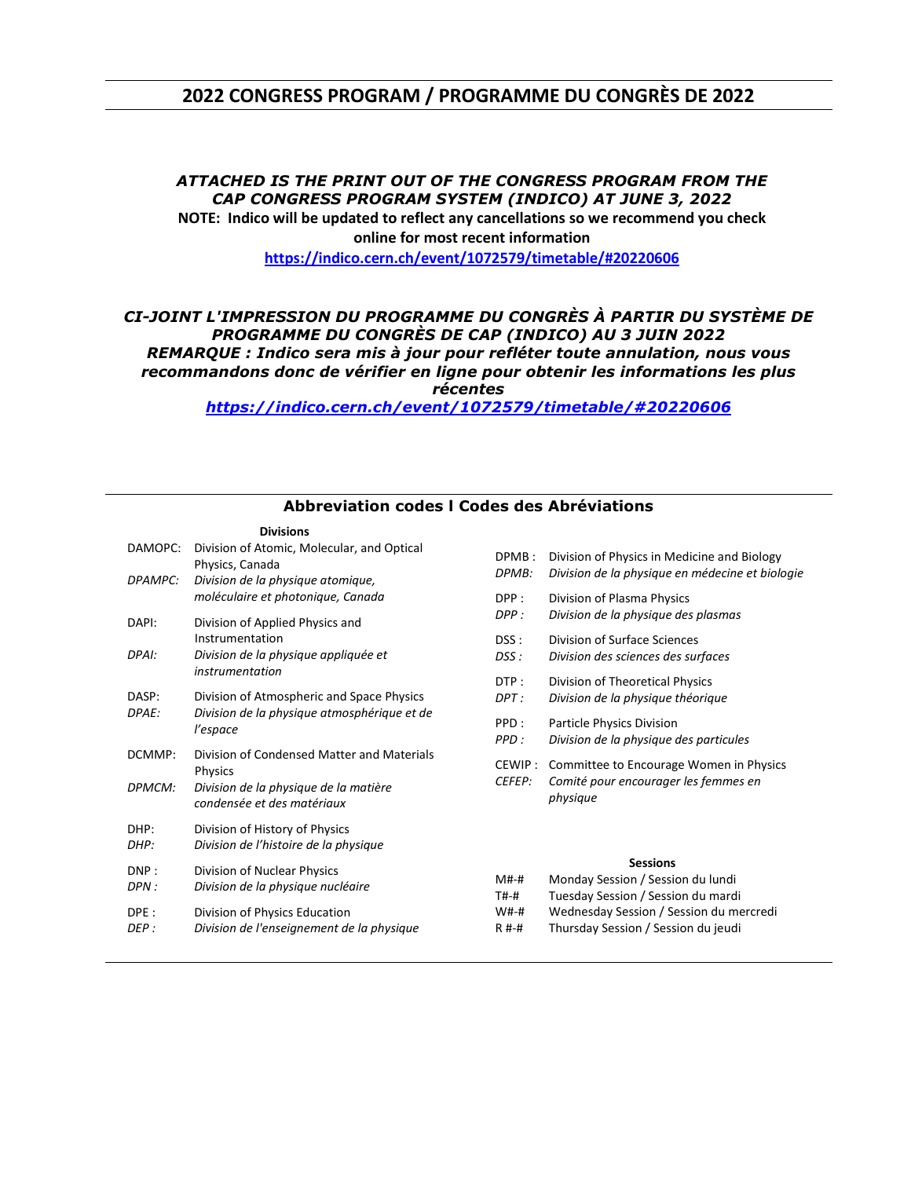# 2022 CONGRESS PROGRAM / PROGRAMME DU CONGRÈS DE 2022

***ATTACHED IS THE PRINT OUT OF THE CONGRESS PROGRAM FROM THE CAP CONGRESS PROGRAM SYSTEM (INDICO) AT JUNE 3, 2022***

**NOTE: Indico will be updated to reflect any cancellations so we recommend you check online for most recent information**

**https://indico.cern.ch/event/1072579/timetable/#20220606**

***CI-JOINT L'IMPRESSION DU PROGRAMME DU CONGRÈS À PARTIR DU SYSTÈME DE PROGRAMME DU CONGRÈS DE CAP (INDICO) AU 3 JUIN 2022***

***REMARQUE : Indico sera mis à jour pour refléter toute annulation, nous vous recommandons donc de vérifier en ligne pour obtenir les plus récentes***

***https://indico.cern.ch/event/1072579/timetable/#20220606***

## Abbreviation codes l Codes des Abréviations

**Divisions**

| Code | Division |
|---|---|
| DAMOPC: | Division of Atomic, Molecular, and Optical Physics, Canada |
| *DPAMPC:* | *Division de la physique atomique, moléculaire et photonique, Canada* |
| DAPI: | Division of Applied Physics and Instrumentation |
| *DPAI:* | *Division de la physique appliquée et instrumentation* |
| DASP: | Division of Atmospheric and Space Physics |
| *DPAE:* | *Division de la physique atmosphérique et de l'espace* |
| DCMMP: | Division of Condensed Matter and Materials Physics |
| *DPMCM:* | *Division de la physique de la matière condensée et des matériaux* |
| DHP: | Division of History of Physics |
| *DHP:* | *Division de l'histoire de la physique* |
| DNP : | Division of Nuclear Physics |
| *DPN :* | *Division de la physique nucléaire* |
| DPE : | Division of Physics Education |
| *DEP :* | *Division de l'enseignement de la physique* |
| DPMB : | Division of Physics in Medicine and Biology |
| *DPMB:* | *Division de la physique en médecine et biologie* |
| DPP : | Division of Plasma Physics |
| *DPP :* | *Division de la physique des plasmas* |
| DSS : | Division of Surface Sciences |
| *DSS :* | *Division des sciences des surfaces* |
| DTP : | Division of Theoretical Physics |
| *DPT :* | *Division de la physique théorique* |
| PPD : | Particle Physics Division |
| *PPD :* | *Division de la physique des particules* |
| CEWIP : | Committee to Encourage Women in Physics |
| *CEFEP:* | *Comité pour encourager les femmes en physique* |

**Sessions**

| Code | Session |
|---|---|
| M#-# | Monday Session / Session du lundi |
| T#-# | Tuesday Session / Session du mardi |
| W#-# | Wednesday Session / Session du mercredi |
| R #-# | Thursday Session / Session du jeudi |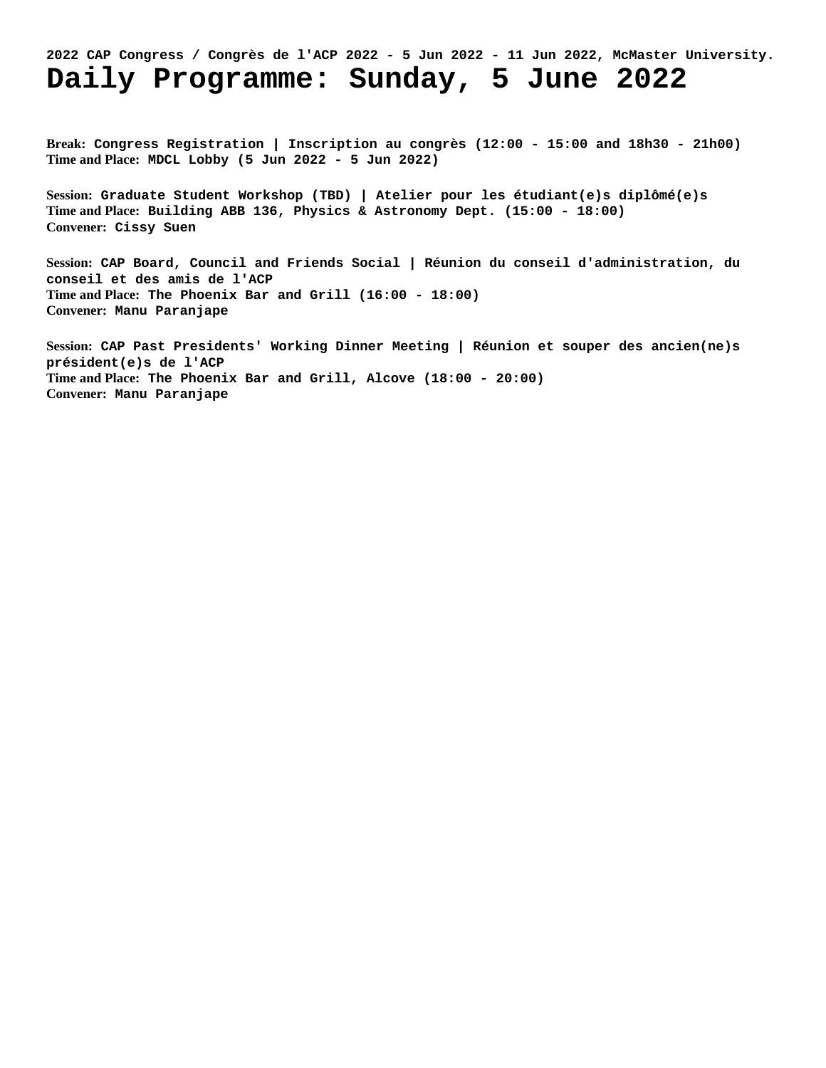2022 CAP Congress / Congrès de l'ACP 2022 - 5 Jun 2022 - 11 Jun 2022, McMaster University.

# Daily Programme: Sunday, 5 June 2022

**Break:** Congress Registration | Inscription au congrès (12:00 - 15:00 and 18h30 - 21h00)
**Time and Place:** MDCL Lobby (5 Jun 2022 - 5 Jun 2022)

**Session:** Graduate Student Workshop (TBD) | Atelier pour les étudiant(e)s diplômé(e)s
**Time and Place:** Building ABB 136, Physics & Astronomy Dept. (15:00 - 18:00)
**Convener:** Cissy Suen

**Session:** CAP Board, Council and Friends Social | Réunion du conseil d'administration, du conseil et des amis de l'ACP
**Time and Place:** The Phoenix Bar and Grill (16:00 - 18:00)
**Convener:** Manu Paranjape

**Session:** CAP Past Presidents' Working Dinner Meeting | Réunion et souper des ancien(ne)s président(e)s de l'ACP
**Time and Place:** The Phoenix Bar and Grill, Alcove (18:00 - 20:00)
**Convener:** Manu Paranjape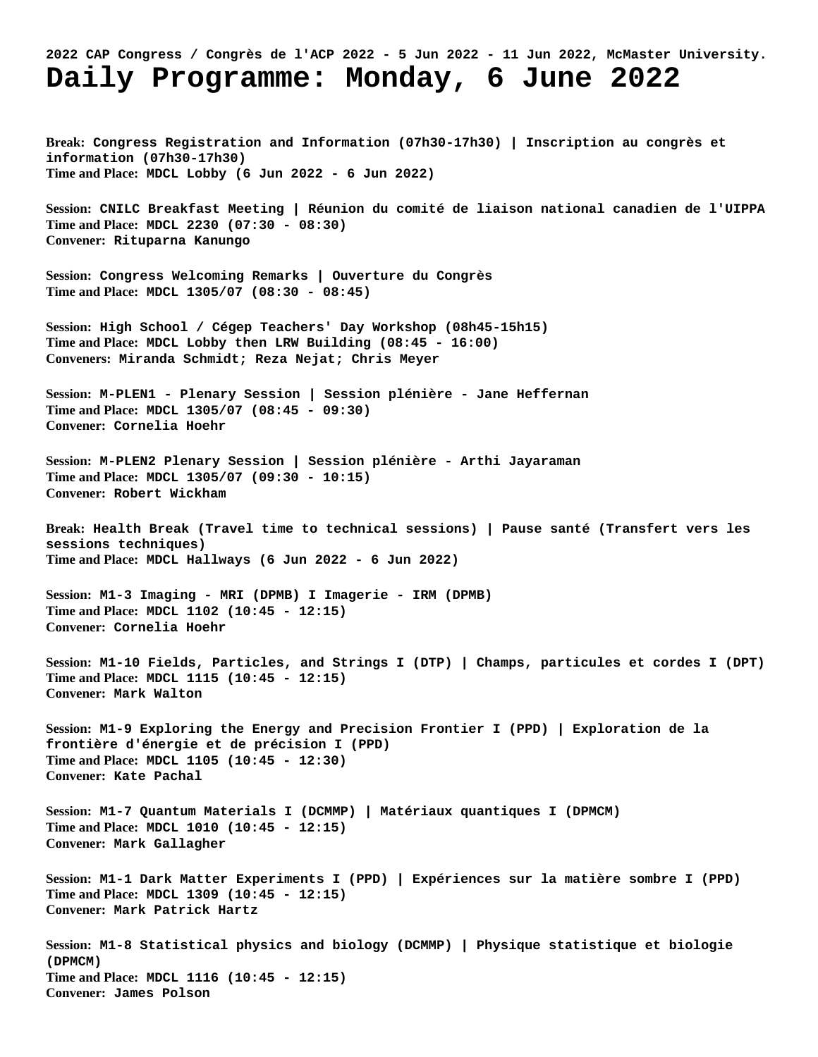**2022 CAP Congress / Congrès de l'ACP 2022 - 5 Jun 2022 - 11 Jun 2022, McMaster University.**

# Daily Programme: Monday, 6 June 2022

**Break:** Congress Registration and Information (07h30-17h30) | Inscription au congrès et information (07h30-17h30)
**Time and Place:** MDCL Lobby (6 Jun 2022 - 6 Jun 2022)

**Session:** CNILC Breakfast Meeting | Réunion du comité de liaison national canadien de l'UIPPA
**Time and Place:** MDCL 2230 (07:30 - 08:30)
**Convener:** Rituparna Kanungo

**Session:** Congress Welcoming Remarks | Ouverture du Congrès
**Time and Place:** MDCL 1305/07 (08:30 - 08:45)

**Session:** High School / Cégep Teachers' Day Workshop (08h45-15h15)
**Time and Place:** MDCL Lobby then LRW Building (08:45 - 16:00)
**Conveners:** Miranda Schmidt; Reza Nejat; Chris Meyer

**Session:** M-PLEN1 - Plenary Session | Session plénière - Jane Heffernan
**Time and Place:** MDCL 1305/07 (08:45 - 09:30)
**Convener:** Cornelia Hoehr

**Session:** M-PLEN2 Plenary Session | Session plénière - Arthi Jayaraman
**Time and Place:** MDCL 1305/07 (09:30 - 10:15)
**Convener:** Robert Wickham

**Break:** Health Break (Travel time to technical sessions) | Pause santé (Transfert vers les sessions techniques)
**Time and Place:** MDCL Hallways (6 Jun 2022 - 6 Jun 2022)

**Session:** M1-3 Imaging - MRI (DPMB) I Imagerie - IRM (DPMB)
**Time and Place:** MDCL 1102 (10:45 - 12:15)
**Convener:** Cornelia Hoehr

**Session:** M1-10 Fields, Particles, and Strings I (DTP) | Champs, particules et cordes I (DPT)
**Time and Place:** MDCL 1115 (10:45 - 12:15)
**Convener:** Mark Walton

**Session:** M1-9 Exploring the Energy and Precision Frontier I (PPD) | Exploration de la frontière d'énergie et de précision I (PPD)
**Time and Place:** MDCL 1105 (10:45 - 12:30)
**Convener:** Kate Pachal

**Session:** M1-7 Quantum Materials I (DCMMP) | Matériaux quantiques I (DPMCM)
**Time and Place:** MDCL 1010 (10:45 - 12:15)
**Convener:** Mark Gallagher

**Session:** M1-1 Dark Matter Experiments I (PPD) | Expériences sur la matière sombre I (PPD)
**Time and Place:** MDCL 1309 (10:45 - 12:15)
**Convener:** Mark Patrick Hartz

**Session:** M1-8 Statistical physics and biology (DCMMP) | Physique statistique et biologie (DPMCM)
**Time and Place:** MDCL 1116 (10:45 - 12:15)
**Convener:** James Polson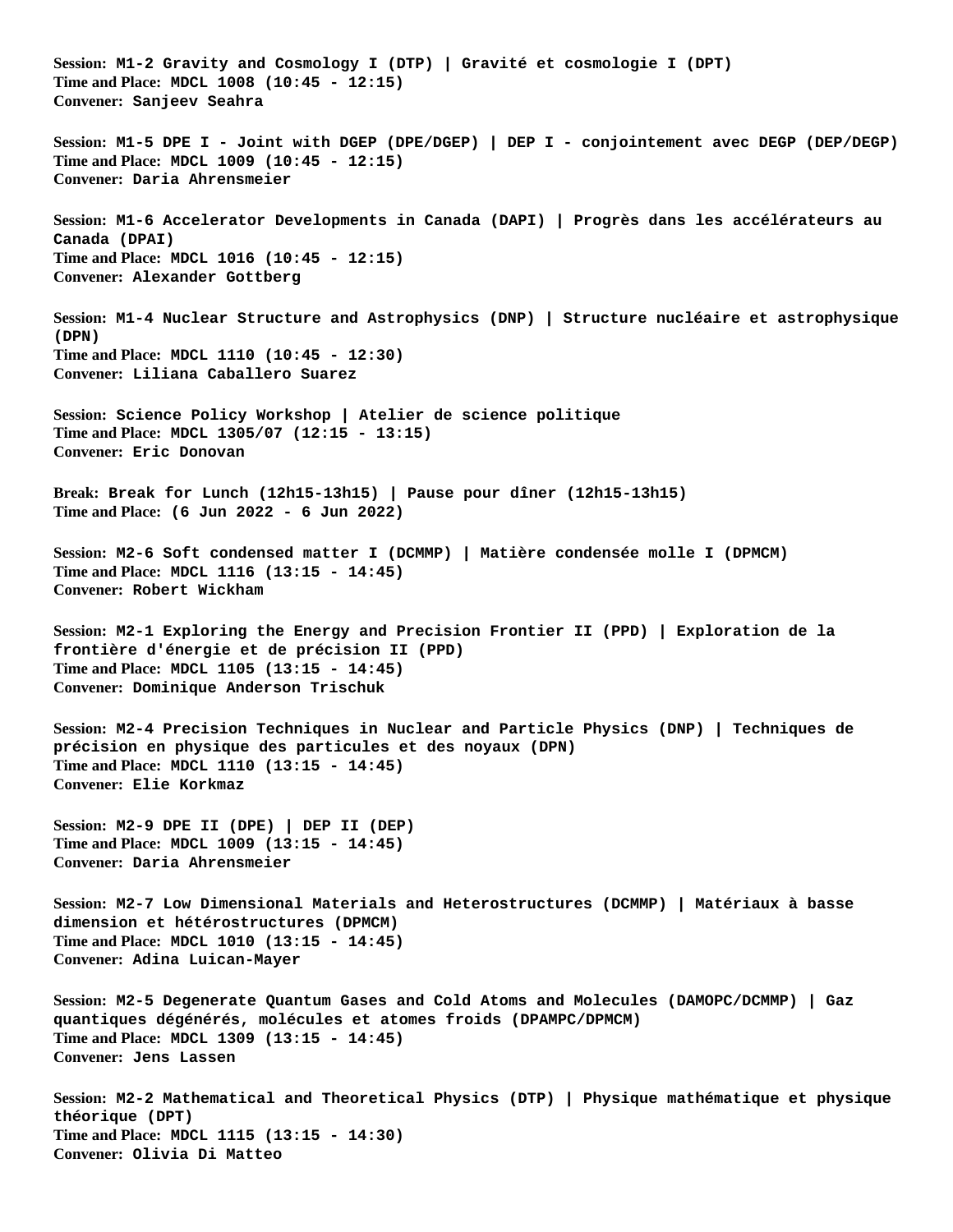**Session:** **M1-2 Gravity and Cosmology I (DTP) | Gravité et cosmologie I (DPT)**
**Time and Place:** **MDCL 1008 (10:45 - 12:15)**
**Convener:** **Sanjeev Seahra**

**Session:** **M1-5 DPE I - Joint with DGEP (DPE/DGEP) | DEP I - conjointement avec DEGP (DEP/DEGP)**
**Time and Place:** **MDCL 1009 (10:45 - 12:15)**
**Convener:** **Daria Ahrensmeier**

**Session:** **M1-6 Accelerator Developments in Canada (DAPI) | Progrès dans les accélérateurs au Canada (DPAI)**
**Time and Place:** **MDCL 1016 (10:45 - 12:15)**
**Convener:** **Alexander Gottberg**

**Session:** **M1-4 Nuclear Structure and Astrophysics (DNP) | Structure nucléaire et astrophysique (DPN)**
**Time and Place:** **MDCL 1110 (10:45 - 12:30)**
**Convener:** **Liliana Caballero Suarez**

**Session:** **Science Policy Workshop | Atelier de science politique**
**Time and Place:** **MDCL 1305/07 (12:15 - 13:15)**
**Convener:** **Eric Donovan**

**Break:** **Break for Lunch (12h15-13h15) | Pause pour dîner (12h15-13h15)**
**Time and Place:** **(6 Jun 2022 - 6 Jun 2022)**

**Session:** **M2-6 Soft condensed matter I (DCMMP) | Matière condensée molle I (DPMCM)**
**Time and Place:** **MDCL 1116 (13:15 - 14:45)**
**Convener:** **Robert Wickham**

**Session:** **M2-1 Exploring the Energy and Precision Frontier II (PPD) | Exploration de la frontière d'énergie et de précision II (PPD)**
**Time and Place:** **MDCL 1105 (13:15 - 14:45)**
**Convener:** **Dominique Anderson Trischuk**

**Session:** **M2-4 Precision Techniques in Nuclear and Particle Physics (DNP) | Techniques de précision en physique des particules et des noyaux (DPN)**
**Time and Place:** **MDCL 1110 (13:15 - 14:45)**
**Convener:** **Elie Korkmaz**

**Session:** **M2-9 DPE II (DPE) | DEP II (DEP)**
**Time and Place:** **MDCL 1009 (13:15 - 14:45)**
**Convener:** **Daria Ahrensmeier**

**Session:** **M2-7 Low Dimensional Materials and Heterostructures (DCMMP) | Matériaux à basse dimension et hétérostructures (DPMCM)**
**Time and Place:** **MDCL 1010 (13:15 - 14:45)**
**Convener:** **Adina Luican-Mayer**

**Session:** **M2-5 Degenerate Quantum Gases and Cold Atoms and Molecules (DAMOPC/DCMMP) | Gaz quantiques dégénérés, molécules et atomes froids (DPAMPC/DPMCM)**
**Time and Place:** **MDCL 1309 (13:15 - 14:45)**
**Convener:** **Jens Lassen**

**Session:** **M2-2 Mathematical and Theoretical Physics (DTP) | Physique mathématique et physique théorique (DPT)**
**Time and Place:** **MDCL 1115 (13:15 - 14:30)**
**Convener:** **Olivia Di Matteo**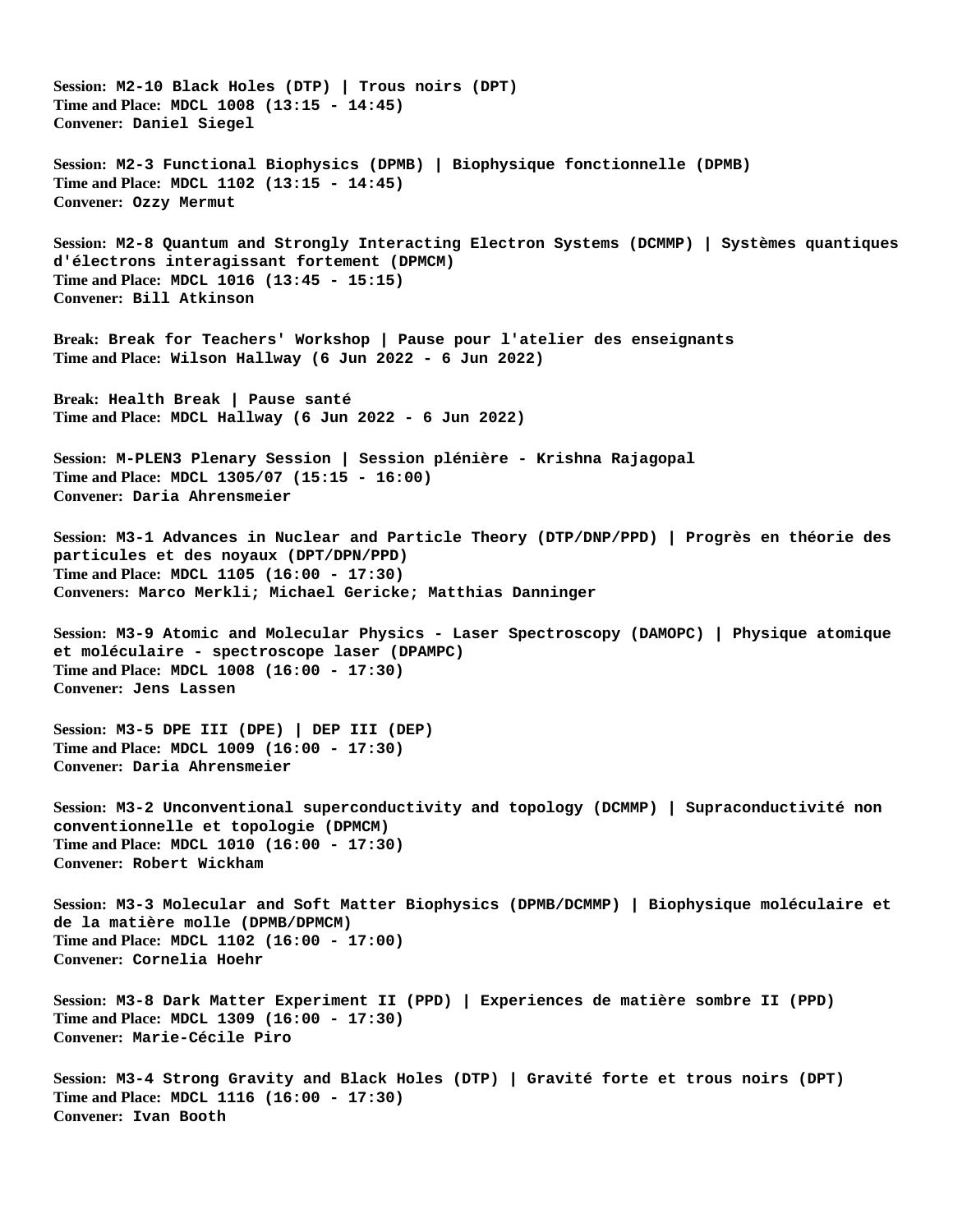**Session:** **M2-10 Black Holes (DTP) | Trous noirs (DPT)**
**Time and Place:** **MDCL 1008 (13:15 - 14:45)**
**Convener:** **Daniel Siegel**

**Session:** **M2-3 Functional Biophysics (DPMB) | Biophysique fonctionnelle (DPMB)**
**Time and Place:** **MDCL 1102 (13:15 - 14:45)**
**Convener:** **Ozzy Mermut**

**Session:** **M2-8 Quantum and Strongly Interacting Electron Systems (DCMMP) | Systèmes quantiques d'électrons interagissant fortement (DPMCM)**
**Time and Place:** **MDCL 1016 (13:45 - 15:15)**
**Convener:** **Bill Atkinson**

**Break:** **Break for Teachers' Workshop | Pause pour l'atelier des enseignants**
**Time and Place:** **Wilson Hallway (6 Jun 2022 - 6 Jun 2022)**

**Break:** **Health Break | Pause santé**
**Time and Place:** **MDCL Hallway (6 Jun 2022 - 6 Jun 2022)**

**Session:** **M-PLEN3 Plenary Session | Session plénière - Krishna Rajagopal**
**Time and Place:** **MDCL 1305/07 (15:15 - 16:00)**
**Convener:** **Daria Ahrensmeier**

**Session:** **M3-1 Advances in Nuclear and Particle Theory (DTP/DNP/PPD) | Progrès en théorie des particules et des noyaux (DPT/DPN/PPD)**
**Time and Place:** **MDCL 1105 (16:00 - 17:30)**
**Conveners:** **Marco Merkli; Michael Gericke; Matthias Danninger**

**Session:** **M3-9 Atomic and Molecular Physics - Laser Spectroscopy (DAMOPC) | Physique atomique et moléculaire - spectroscope laser (DPAMPC)**
**Time and Place:** **MDCL 1008 (16:00 - 17:30)**
**Convener:** **Jens Lassen**

**Session:** **M3-5 DPE III (DPE) | DEP III (DEP)**
**Time and Place:** **MDCL 1009 (16:00 - 17:30)**
**Convener:** **Daria Ahrensmeier**

**Session:** **M3-2 Unconventional superconductivity and topology (DCMMP) | Supraconductivité non conventionnelle et topologie (DPMCM)**
**Time and Place:** **MDCL 1010 (16:00 - 17:30)**
**Convener:** **Robert Wickham**

**Session:** **M3-3 Molecular and Soft Matter Biophysics (DPMB/DCMMP) | Biophysique moléculaire et de la matière molle (DPMB/DPMCM)**
**Time and Place:** **MDCL 1102 (16:00 - 17:00)**
**Convener:** **Cornelia Hoehr**

**Session:** **M3-8 Dark Matter Experiment II (PPD) | Experiences de matière sombre II (PPD)**
**Time and Place:** **MDCL 1309 (16:00 - 17:30)**
**Convener:** **Marie-Cécile Piro**

**Session:** **M3-4 Strong Gravity and Black Holes (DTP) | Gravité forte et trous noirs (DPT)**
**Time and Place:** **MDCL 1116 (16:00 - 17:30)**
**Convener:** **Ivan Booth**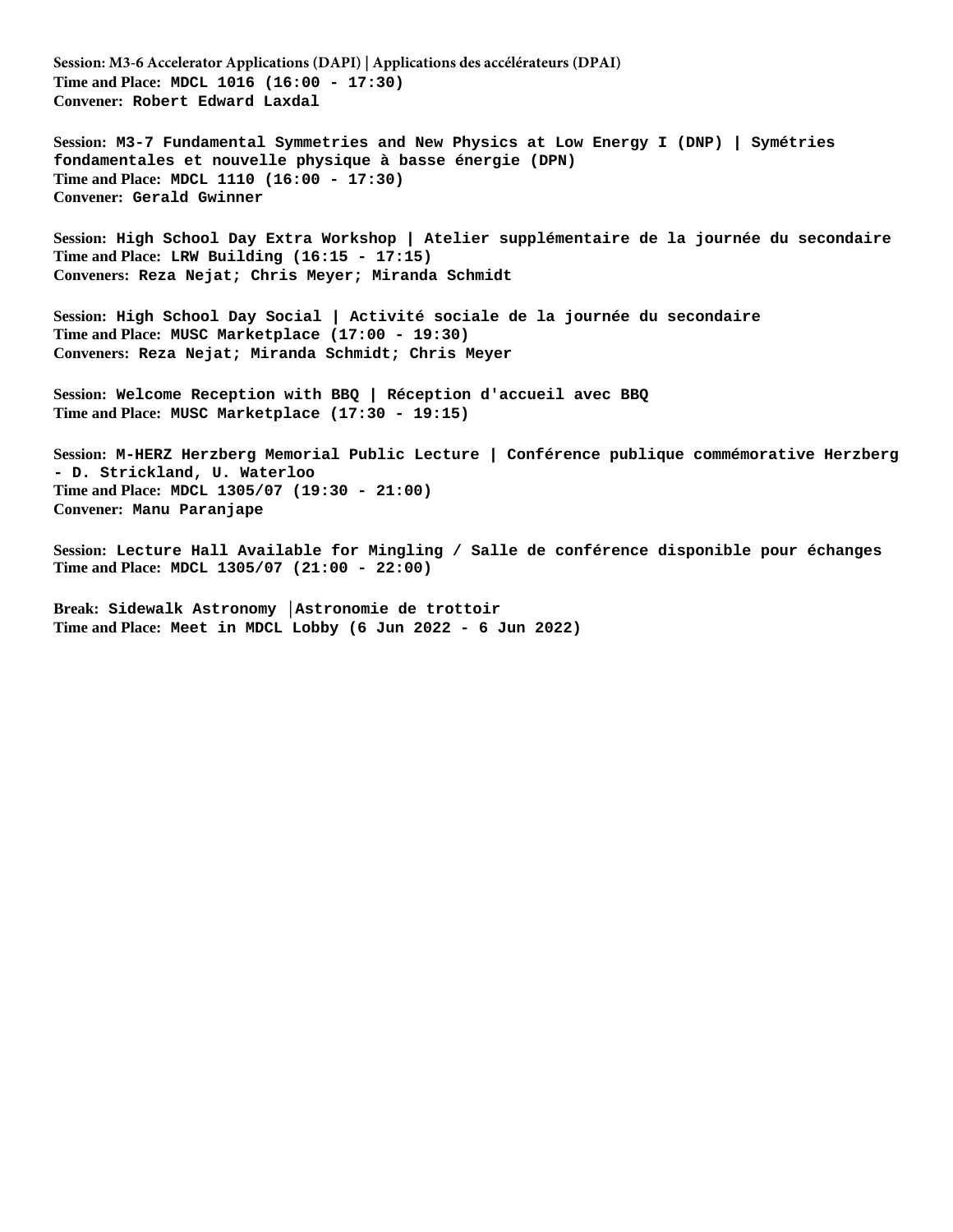**Session:** M3-6 Accelerator Applications (DAPI) | Applications des accélérateurs (DPAI)
**Time and Place:** MDCL 1016 (16:00 - 17:30)
**Convener:** Robert Edward Laxdal

**Session:** M3-7 Fundamental Symmetries and New Physics at Low Energy I (DNP) | Symétries fondamentales et nouvelle physique à basse énergie (DPN)
**Time and Place:** MDCL 1110 (16:00 - 17:30)
**Convener:** Gerald Gwinner

**Session:** High School Day Extra Workshop | Atelier supplémentaire de la journée du secondaire
**Time and Place:** LRW Building (16:15 - 17:15)
**Conveners:** Reza Nejat; Chris Meyer; Miranda Schmidt

**Session:** High School Day Social | Activité sociale de la journée du secondaire
**Time and Place:** MUSC Marketplace (17:00 - 19:30)
**Conveners:** Reza Nejat; Miranda Schmidt; Chris Meyer

**Session:** Welcome Reception with BBQ | Réception d'accueil avec BBQ
**Time and Place:** MUSC Marketplace (17:30 - 19:15)

**Session:** M-HERZ Herzberg Memorial Public Lecture | Conférence publique commémorative Herzberg - D. Strickland, U. Waterloo
**Time and Place:** MDCL 1305/07 (19:30 - 21:00)
**Convener:** Manu Paranjape

**Session:** Lecture Hall Available for Mingling / Salle de conférence disponible pour échanges
**Time and Place:** MDCL 1305/07 (21:00 - 22:00)

**Break:** Sidewalk Astronomy │Astronomie de trottoir
**Time and Place:** Meet in MDCL Lobby (6 Jun 2022 - 6 Jun 2022)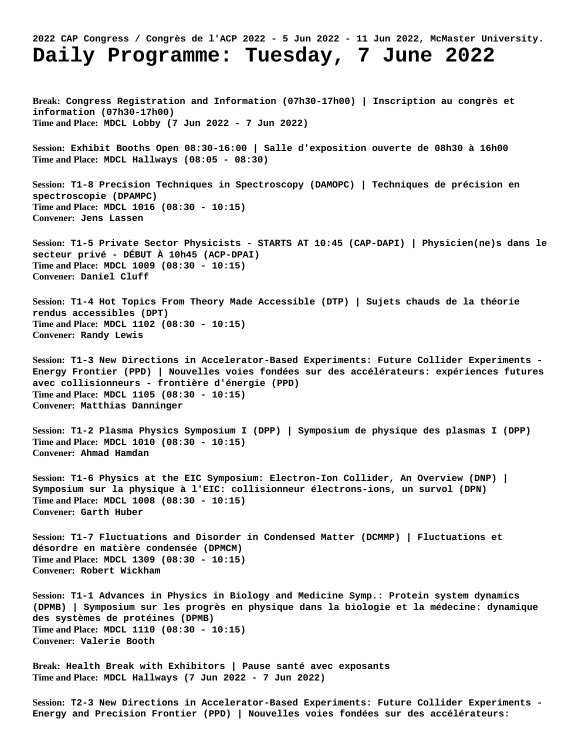2022 CAP Congress / Congrès de l'ACP 2022 - 5 Jun 2022 - 11 Jun 2022, McMaster University.

# Daily Programme: Tuesday, 7 June 2022

**Break:** Congress Registration and Information (07h30-17h00) | Inscription au congrès et information (07h30-17h00)
**Time and Place:** MDCL Lobby (7 Jun 2022 - 7 Jun 2022)

**Session:** Exhibit Booths Open 08:30-16:00 | Salle d'exposition ouverte de 08h30 à 16h00
**Time and Place:** MDCL Hallways (08:05 - 08:30)

**Session:** T1-8 Precision Techniques in Spectroscopy (DAMOPC) | Techniques de précision en spectroscopie (DPAMPC)
**Time and Place:** MDCL 1016 (08:30 - 10:15)
**Convener:** Jens Lassen

**Session:** T1-5 Private Sector Physicists - STARTS AT 10:45 (CAP-DAPI) | Physicien(ne)s dans le secteur privé - DÉBUT À 10h45 (ACP-DPAI)
**Time and Place:** MDCL 1009 (08:30 - 10:15)
**Convener:** Daniel Cluff

**Session:** T1-4 Hot Topics From Theory Made Accessible (DTP) | Sujets chauds de la théorie rendus accessibles (DPT)
**Time and Place:** MDCL 1102 (08:30 - 10:15)
**Convener:** Randy Lewis

**Session:** T1-3 New Directions in Accelerator-Based Experiments: Future Collider Experiments - Energy Frontier (PPD) | Nouvelles voies fondées sur des accélérateurs: expériences futures avec collisionneurs - frontière d'énergie (PPD)
**Time and Place:** MDCL 1105 (08:30 - 10:15)
**Convener:** Matthias Danninger

**Session:** T1-2 Plasma Physics Symposium I (DPP) | Symposium de physique des plasmas I (DPP)
**Time and Place:** MDCL 1010 (08:30 - 10:15)
**Convener:** Ahmad Hamdan

**Session:** T1-6 Physics at the EIC Symposium: Electron-Ion Collider, An Overview (DNP) | Symposium sur la physique à l'EIC: collisionneur électrons-ions, un survol (DPN)
**Time and Place:** MDCL 1008 (08:30 - 10:15)
**Convener:** Garth Huber

**Session:** T1-7 Fluctuations and Disorder in Condensed Matter (DCMMP) | Fluctuations et désordre en matière condensée (DPMCM)
**Time and Place:** MDCL 1309 (08:30 - 10:15)
**Convener:** Robert Wickham

**Session:** T1-1 Advances in Physics in Biology and Medicine Symp.: Protein system dynamics (DPMB) | Symposium sur les progrès en physique dans la biologie et la médecine: dynamique des systèmes de protéines (DPMB)
**Time and Place:** MDCL 1110 (08:30 - 10:15)
**Convener:** Valerie Booth

**Break:** Health Break with Exhibitors | Pause santé avec exposants
**Time and Place:** MDCL Hallways (7 Jun 2022 - 7 Jun 2022)

**Session:** T2-3 New Directions in Accelerator-Based Experiments: Future Collider Experiments - Energy and Precision Frontier (PPD) | Nouvelles voies fondées sur des accélérateurs: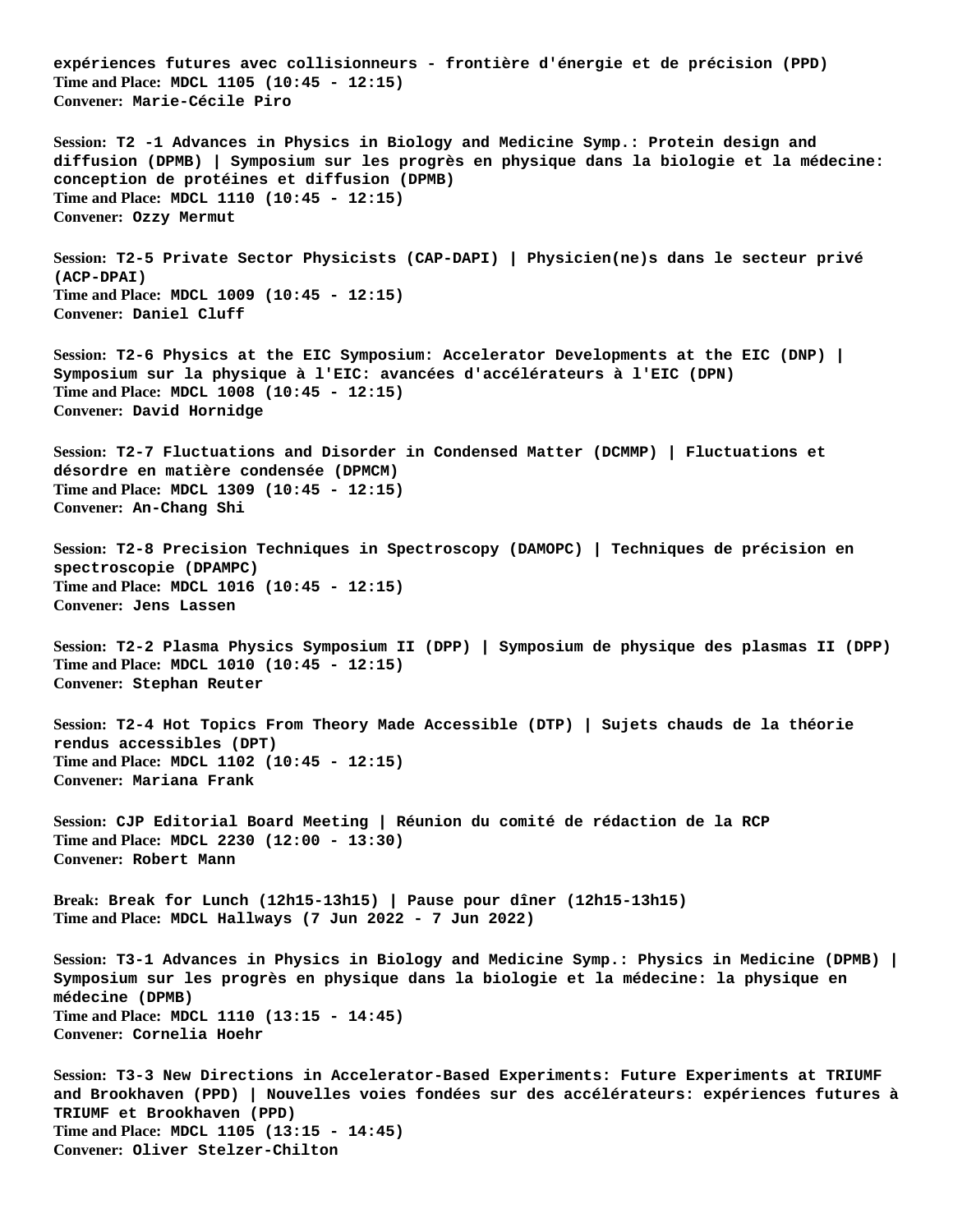**expériences futures avec collisionneurs - frontière d'énergie et de précision (PPD)**
**Time and Place: MDCL 1105 (10:45 - 12:15)**
**Convener: Marie-Cécile Piro**

**Session: T2 -1 Advances in Physics in Biology and Medicine Symp.: Protein design and diffusion (DPMB) | Symposium sur les progrès en physique dans la biologie et la médecine: conception de protéines et diffusion (DPMB)**
**Time and Place: MDCL 1110 (10:45 - 12:15)**
**Convener: Ozzy Mermut**

**Session: T2-5 Private Sector Physicists (CAP-DAPI) | Physicien(ne)s dans le secteur privé (ACP-DPAI)**
**Time and Place: MDCL 1009 (10:45 - 12:15)**
**Convener: Daniel Cluff**

**Session: T2-6 Physics at the EIC Symposium: Accelerator Developments at the EIC (DNP) | Symposium sur la physique à l'EIC: avancées d'accélérateurs à l'EIC (DPN)**
**Time and Place: MDCL 1008 (10:45 - 12:15)**
**Convener: David Hornidge**

**Session: T2-7 Fluctuations and Disorder in Condensed Matter (DCMMP) | Fluctuations et désordre en matière condensée (DPMCM)**
**Time and Place: MDCL 1309 (10:45 - 12:15)**
**Convener: An-Chang Shi**

**Session: T2-8 Precision Techniques in Spectroscopy (DAMOPC) | Techniques de précision en spectroscopie (DPAMPC)**
**Time and Place: MDCL 1016 (10:45 - 12:15)**
**Convener: Jens Lassen**

**Session: T2-2 Plasma Physics Symposium II (DPP) | Symposium de physique des plasmas II (DPP)**
**Time and Place: MDCL 1010 (10:45 - 12:15)**
**Convener: Stephan Reuter**

**Session: T2-4 Hot Topics From Theory Made Accessible (DTP) | Sujets chauds de la théorie rendus accessibles (DPT)**
**Time and Place: MDCL 1102 (10:45 - 12:15)**
**Convener: Mariana Frank**

**Session: CJP Editorial Board Meeting | Réunion du comité de rédaction de la RCP**
**Time and Place: MDCL 2230 (12:00 - 13:30)**
**Convener: Robert Mann**

**Break: Break for Lunch (12h15-13h15) | Pause pour dîner (12h15-13h15)**
**Time and Place: MDCL Hallways (7 Jun 2022 - 7 Jun 2022)**

**Session: T3-1 Advances in Physics in Biology and Medicine Symp.: Physics in Medicine (DPMB) | Symposium sur les progrès en physique dans la biologie et la médecine: la physique en médecine (DPMB)**
**Time and Place: MDCL 1110 (13:15 - 14:45)**
**Convener: Cornelia Hoehr**

**Session: T3-3 New Directions in Accelerator-Based Experiments: Future Experiments at TRIUMF and Brookhaven (PPD) | Nouvelles voies fondées sur des accélérateurs: expériences futures à TRIUMF et Brookhaven (PPD)**
**Time and Place: MDCL 1105 (13:15 - 14:45)**
**Convener: Oliver Stelzer-Chilton**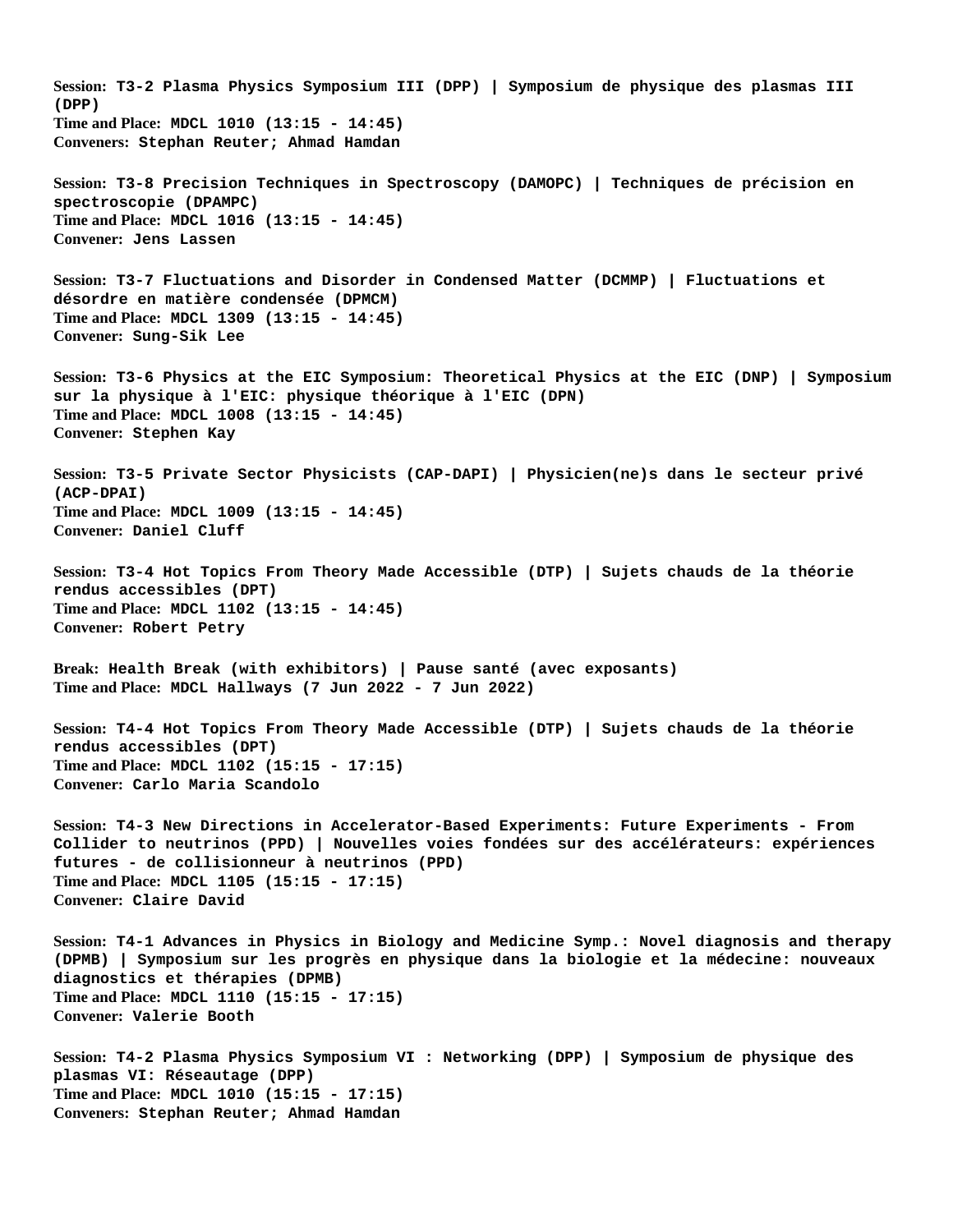**Session:** **T3-2 Plasma Physics Symposium III (DPP) | Symposium de physique des plasmas III (DPP)**
**Time and Place:** **MDCL 1010 (13:15 - 14:45)**
**Conveners:** **Stephan Reuter; Ahmad Hamdan**

**Session:** **T3-8 Precision Techniques in Spectroscopy (DAMOPC) | Techniques de précision en spectroscopie (DPAMPC)**
**Time and Place:** **MDCL 1016 (13:15 - 14:45)**
**Convener:** **Jens Lassen**

**Session:** **T3-7 Fluctuations and Disorder in Condensed Matter (DCMMP) | Fluctuations et désordre en matière condensée (DPMCM)**
**Time and Place:** **MDCL 1309 (13:15 - 14:45)**
**Convener:** **Sung-Sik Lee**

**Session:** **T3-6 Physics at the EIC Symposium: Theoretical Physics at the EIC (DNP) | Symposium sur la physique à l'EIC: physique théorique à l'EIC (DPN)**
**Time and Place:** **MDCL 1008 (13:15 - 14:45)**
**Convener:** **Stephen Kay**

**Session:** **T3-5 Private Sector Physicists (CAP-DAPI) | Physicien(ne)s dans le secteur privé (ACP-DPAI)**
**Time and Place:** **MDCL 1009 (13:15 - 14:45)**
**Convener:** **Daniel Cluff**

**Session:** **T3-4 Hot Topics From Theory Made Accessible (DTP) | Sujets chauds de la théorie rendus accessibles (DPT)**
**Time and Place:** **MDCL 1102 (13:15 - 14:45)**
**Convener:** **Robert Petry**

**Break:** **Health Break (with exhibitors) | Pause santé (avec exposants)**
**Time and Place:** **MDCL Hallways (7 Jun 2022 - 7 Jun 2022)**

**Session:** **T4-4 Hot Topics From Theory Made Accessible (DTP) | Sujets chauds de la théorie rendus accessibles (DPT)**
**Time and Place:** **MDCL 1102 (15:15 - 17:15)**
**Convener:** **Carlo Maria Scandolo**

**Session:** **T4-3 New Directions in Accelerator-Based Experiments: Future Experiments - From Collider to neutrinos (PPD) | Nouvelles voies fondées sur des accélérateurs: expériences futures - de collisionneur à neutrinos (PPD)**
**Time and Place:** **MDCL 1105 (15:15 - 17:15)**
**Convener:** **Claire David**

**Session:** **T4-1 Advances in Physics in Biology and Medicine Symp.: Novel diagnosis and therapy (DPMB) | Symposium sur les progrès en physique dans la biologie et la médecine: nouveaux diagnostics et thérapies (DPMB)**
**Time and Place:** **MDCL 1110 (15:15 - 17:15)**
**Convener:** **Valerie Booth**

**Session:** **T4-2 Plasma Physics Symposium VI : Networking (DPP) | Symposium de physique des plasmas VI: Réseautage (DPP)**
**Time and Place:** **MDCL 1010 (15:15 - 17:15)**
**Conveners:** **Stephan Reuter; Ahmad Hamdan**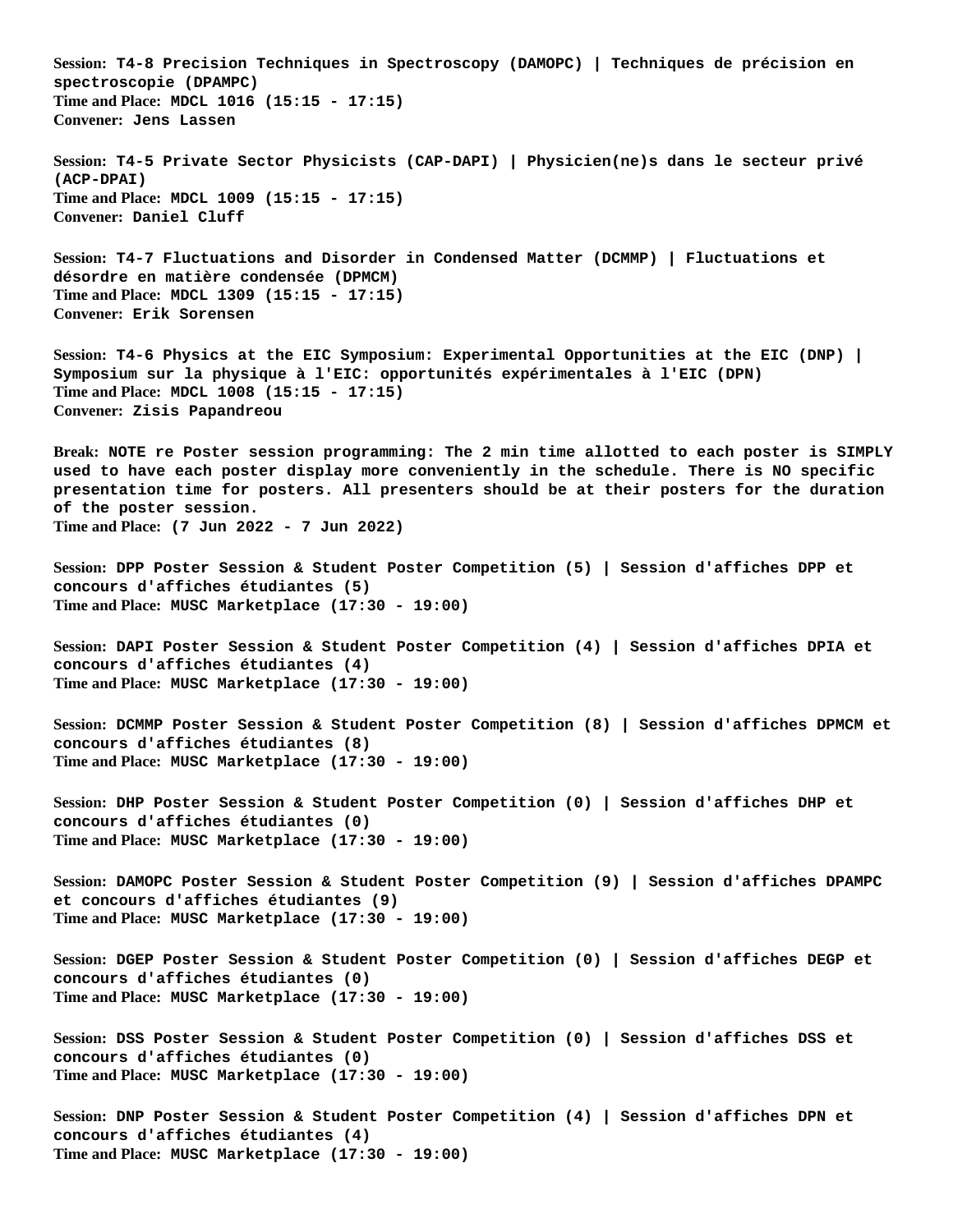**Session:** **T4-8 Precision Techniques in Spectroscopy (DAMOPC) | Techniques de précision en spectroscopie (DPAMPC)**
**Time and Place:** **MDCL 1016 (15:15 - 17:15)**
**Convener:** **Jens Lassen**

**Session:** **T4-5 Private Sector Physicists (CAP-DAPI) | Physicien(ne)s dans le secteur privé (ACP-DPAI)**
**Time and Place:** **MDCL 1009 (15:15 - 17:15)**
**Convener:** **Daniel Cluff**

**Session:** **T4-7 Fluctuations and Disorder in Condensed Matter (DCMMP) | Fluctuations et désordre en matière condensée (DPMCM)**
**Time and Place:** **MDCL 1309 (15:15 - 17:15)**
**Convener:** **Erik Sorensen**

**Session:** **T4-6 Physics at the EIC Symposium: Experimental Opportunities at the EIC (DNP) | Symposium sur la physique à l'EIC: opportunités expérimentales à l'EIC (DPN)**
**Time and Place:** **MDCL 1008 (15:15 - 17:15)**
**Convener:** **Zisis Papandreou**

**Break:** **NOTE re Poster session programming: The 2 min time allotted to each poster is SIMPLY used to have each poster display more conveniently in the schedule. There is NO specific presentation time for posters. All presenters should be at their posters for the duration of the poster session.**
**Time and Place:** **(7 Jun 2022 - 7 Jun 2022)**

**Session:** **DPP Poster Session & Student Poster Competition (5) | Session d'affiches DPP et concours d'affiches étudiantes (5)**
**Time and Place:** **MUSC Marketplace (17:30 - 19:00)**

**Session:** **DAPI Poster Session & Student Poster Competition (4) | Session d'affiches DPIA et concours d'affiches étudiantes (4)**
**Time and Place:** **MUSC Marketplace (17:30 - 19:00)**

**Session:** **DCMMP Poster Session & Student Poster Competition (8) | Session d'affiches DPMCM et concours d'affiches étudiantes (8)**
**Time and Place:** **MUSC Marketplace (17:30 - 19:00)**

**Session:** **DHP Poster Session & Student Poster Competition (0) | Session d'affiches DHP et concours d'affiches étudiantes (0)**
**Time and Place:** **MUSC Marketplace (17:30 - 19:00)**

**Session:** **DAMOPC Poster Session & Student Poster Competition (9) | Session d'affiches DPAMPC et concours d'affiches étudiantes (9)**
**Time and Place:** **MUSC Marketplace (17:30 - 19:00)**

**Session:** **DGEP Poster Session & Student Poster Competition (0) | Session d'affiches DEGP et concours d'affiches étudiantes (0)**
**Time and Place:** **MUSC Marketplace (17:30 - 19:00)**

**Session:** **DSS Poster Session & Student Poster Competition (0) | Session d'affiches DSS et concours d'affiches étudiantes (0)**
**Time and Place:** **MUSC Marketplace (17:30 - 19:00)**

**Session:** **DNP Poster Session & Student Poster Competition (4) | Session d'affiches DPN et concours d'affiches étudiantes (4)**
**Time and Place:** **MUSC Marketplace (17:30 - 19:00)**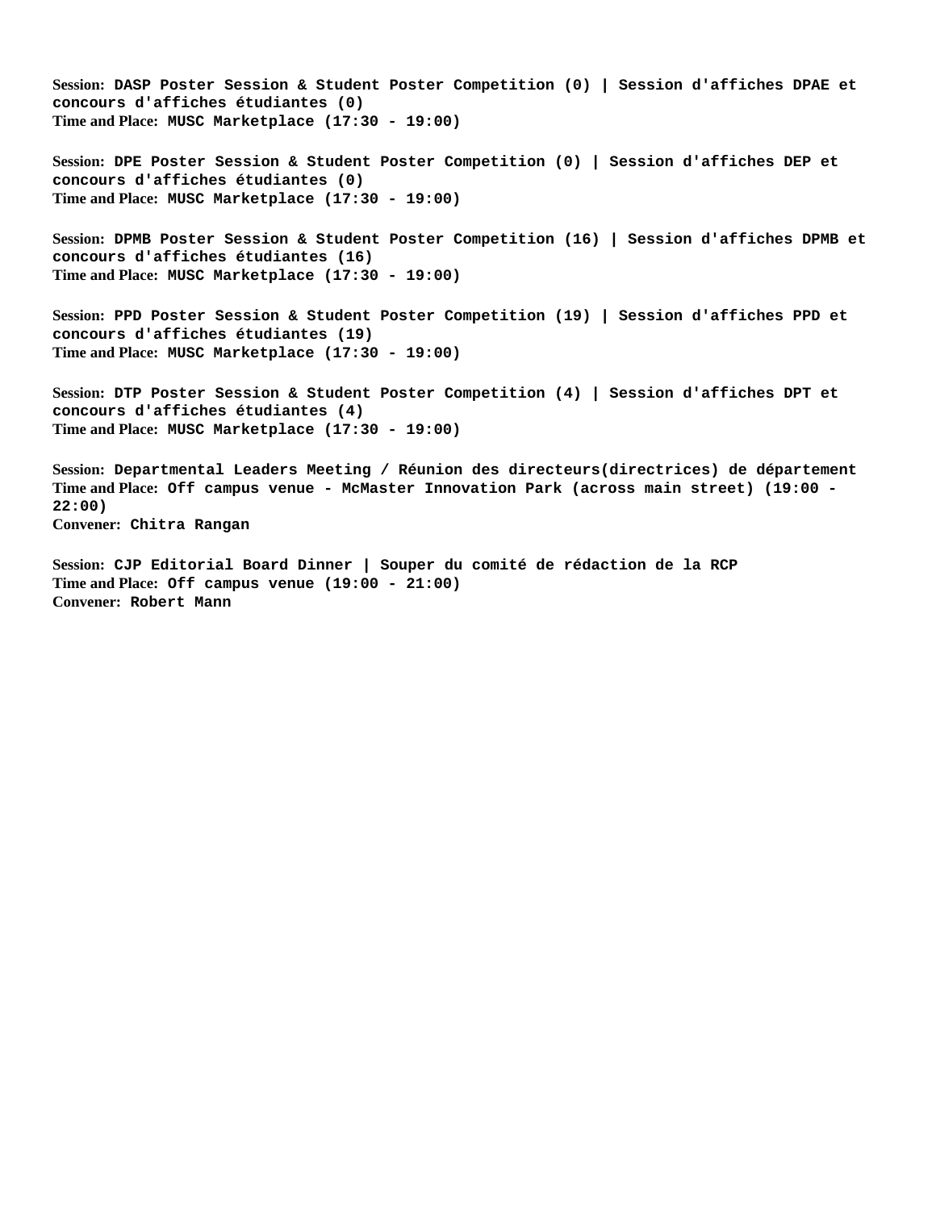**Session:** **DASP Poster Session & Student Poster Competition (0) | Session d'affiches DPAE et concours d'affiches étudiantes (0)**
**Time and Place:** **MUSC Marketplace (17:30 - 19:00)**

**Session:** **DPE Poster Session & Student Poster Competition (0) | Session d'affiches DEP et concours d'affiches étudiantes (0)**
**Time and Place:** **MUSC Marketplace (17:30 - 19:00)**

**Session:** **DPMB Poster Session & Student Poster Competition (16) | Session d'affiches DPMB et concours d'affiches étudiantes (16)**
**Time and Place:** **MUSC Marketplace (17:30 - 19:00)**

**Session:** **PPD Poster Session & Student Poster Competition (19) | Session d'affiches PPD et concours d'affiches étudiantes (19)**
**Time and Place:** **MUSC Marketplace (17:30 - 19:00)**

**Session:** **DTP Poster Session & Student Poster Competition (4) | Session d'affiches DPT et concours d'affiches étudiantes (4)**
**Time and Place:** **MUSC Marketplace (17:30 - 19:00)**

**Session:** **Departmental Leaders Meeting / Réunion des directeurs(directrices) de département**
**Time and Place:** **Off campus venue - McMaster Innovation Park (across main street) (19:00 - 22:00)**
**Convener:** **Chitra Rangan**

**Session:** **CJP Editorial Board Dinner | Souper du comité de rédaction de la RCP**
**Time and Place:** **Off campus venue (19:00 - 21:00)**
**Convener:** **Robert Mann**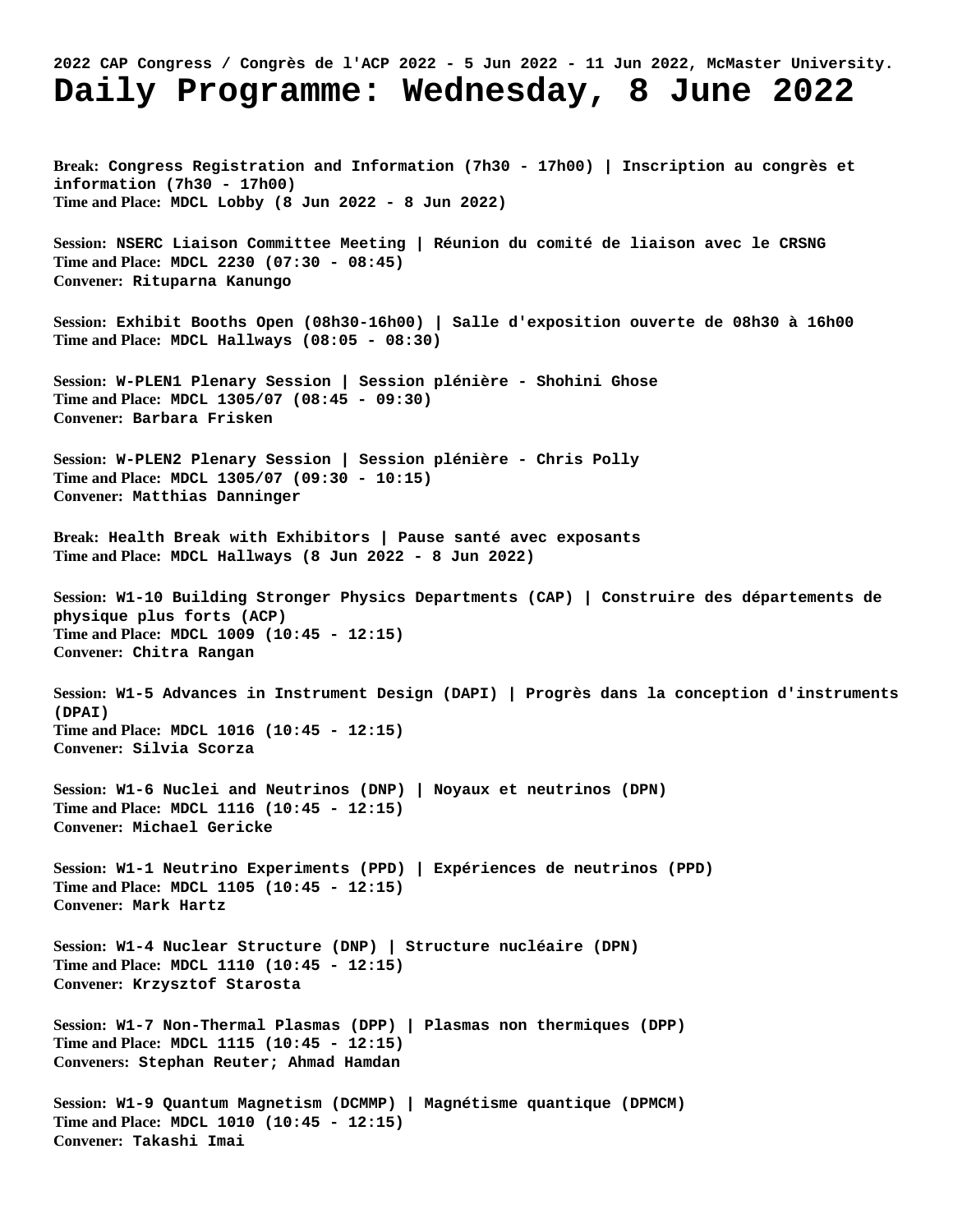**2022 CAP Congress / Congrès de l'ACP 2022 - 5 Jun 2022 - 11 Jun 2022, McMaster University.**

# Daily Programme: Wednesday, 8 June 2022

**Break:** Congress Registration and Information (7h30 - 17h00) | Inscription au congrès et information (7h30 - 17h00)
**Time and Place:** MDCL Lobby (8 Jun 2022 - 8 Jun 2022)

**Session:** NSERC Liaison Committee Meeting | Réunion du comité de liaison avec le CRSNG
**Time and Place:** MDCL 2230 (07:30 - 08:45)
**Convener:** Rituparna Kanungo

**Session:** Exhibit Booths Open (08h30-16h00) | Salle d'exposition ouverte de 08h30 à 16h00
**Time and Place:** MDCL Hallways (08:05 - 08:30)

**Session:** W-PLEN1 Plenary Session | Session plénière - Shohini Ghose
**Time and Place:** MDCL 1305/07 (08:45 - 09:30)
**Convener:** Barbara Frisken

**Session:** W-PLEN2 Plenary Session | Session plénière - Chris Polly
**Time and Place:** MDCL 1305/07 (09:30 - 10:15)
**Convener:** Matthias Danninger

**Break:** Health Break with Exhibitors | Pause santé avec exposants
**Time and Place:** MDCL Hallways (8 Jun 2022 - 8 Jun 2022)

**Session:** W1-10 Building Stronger Physics Departments (CAP) | Construire des départements de physique plus forts (ACP)
**Time and Place:** MDCL 1009 (10:45 - 12:15)
**Convener:** Chitra Rangan

**Session:** W1-5 Advances in Instrument Design (DAPI) | Progrès dans la conception d'instruments (DPAI)
**Time and Place:** MDCL 1016 (10:45 - 12:15)
**Convener:** Silvia Scorza

**Session:** W1-6 Nuclei and Neutrinos (DNP) | Noyaux et neutrinos (DPN)
**Time and Place:** MDCL 1116 (10:45 - 12:15)
**Convener:** Michael Gericke

**Session:** W1-1 Neutrino Experiments (PPD) | Expériences de neutrinos (PPD)
**Time and Place:** MDCL 1105 (10:45 - 12:15)
**Convener:** Mark Hartz

**Session:** W1-4 Nuclear Structure (DNP) | Structure nucléaire (DPN)
**Time and Place:** MDCL 1110 (10:45 - 12:15)
**Convener:** Krzysztof Starosta

**Session:** W1-7 Non-Thermal Plasmas (DPP) | Plasmas non thermiques (DPP)
**Time and Place:** MDCL 1115 (10:45 - 12:15)
**Conveners:** Stephan Reuter; Ahmad Hamdan

**Session:** W1-9 Quantum Magnetism (DCMMP) | Magnétisme quantique (DPMCM)
**Time and Place:** MDCL 1010 (10:45 - 12:15)
**Convener:** Takashi Imai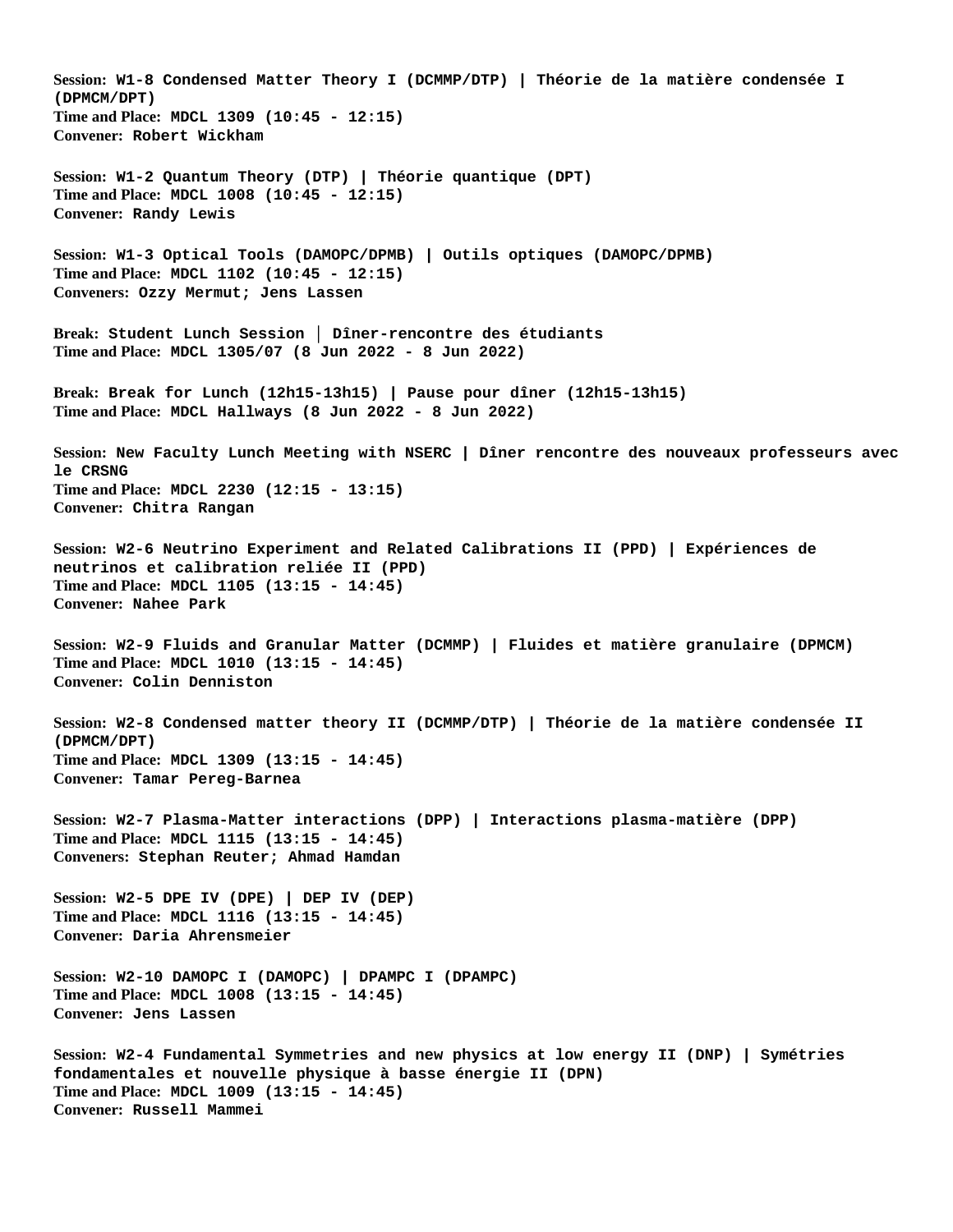**Session:** **W1-8 Condensed Matter Theory I (DCMMP/DTP) | Théorie de la matière condensée I (DPMCM/DPT)**
**Time and Place:** **MDCL 1309 (10:45 - 12:15)**
**Convener:** **Robert Wickham**

**Session:** **W1-2 Quantum Theory (DTP) | Théorie quantique (DPT)**
**Time and Place:** **MDCL 1008 (10:45 - 12:15)**
**Convener:** **Randy Lewis**

**Session:** **W1-3 Optical Tools (DAMOPC/DPMB) | Outils optiques (DAMOPC/DPMB)**
**Time and Place:** **MDCL 1102 (10:45 - 12:15)**
**Conveners:** **Ozzy Mermut; Jens Lassen**

**Break:** **Student Lunch Session │ Dîner-rencontre des étudiants**
**Time and Place:** **MDCL 1305/07 (8 Jun 2022 - 8 Jun 2022)**

**Break:** **Break for Lunch (12h15-13h15) | Pause pour dîner (12h15-13h15)**
**Time and Place:** **MDCL Hallways (8 Jun 2022 - 8 Jun 2022)**

**Session:** **New Faculty Lunch Meeting with NSERC | Dîner rencontre des nouveaux professeurs avec le CRSNG**
**Time and Place:** **MDCL 2230 (12:15 - 13:15)**
**Convener:** **Chitra Rangan**

**Session:** **W2-6 Neutrino Experiment and Related Calibrations II (PPD) | Expériences de neutrinos et calibration reliée II (PPD)**
**Time and Place:** **MDCL 1105 (13:15 - 14:45)**
**Convener:** **Nahee Park**

**Session:** **W2-9 Fluids and Granular Matter (DCMMP) | Fluides et matière granulaire (DPMCM)**
**Time and Place:** **MDCL 1010 (13:15 - 14:45)**
**Convener:** **Colin Denniston**

**Session:** **W2-8 Condensed matter theory II (DCMMP/DTP) | Théorie de la matière condensée II (DPMCM/DPT)**
**Time and Place:** **MDCL 1309 (13:15 - 14:45)**
**Convener:** **Tamar Pereg-Barnea**

**Session:** **W2-7 Plasma-Matter interactions (DPP) | Interactions plasma-matière (DPP)**
**Time and Place:** **MDCL 1115 (13:15 - 14:45)**
**Conveners:** **Stephan Reuter; Ahmad Hamdan**

**Session:** **W2-5 DPE IV (DPE) | DEP IV (DEP)**
**Time and Place:** **MDCL 1116 (13:15 - 14:45)**
**Convener:** **Daria Ahrensmeier**

**Session:** **W2-10 DAMOPC I (DAMOPC) | DPAMPC I (DPAMPC)**
**Time and Place:** **MDCL 1008 (13:15 - 14:45)**
**Convener:** **Jens Lassen**

**Session:** **W2-4 Fundamental Symmetries and new physics at low energy II (DNP) | Symétries fondamentales et nouvelle physique à basse énergie II (DPN)**
**Time and Place:** **MDCL 1009 (13:15 - 14:45)**
**Convener:** **Russell Mammei**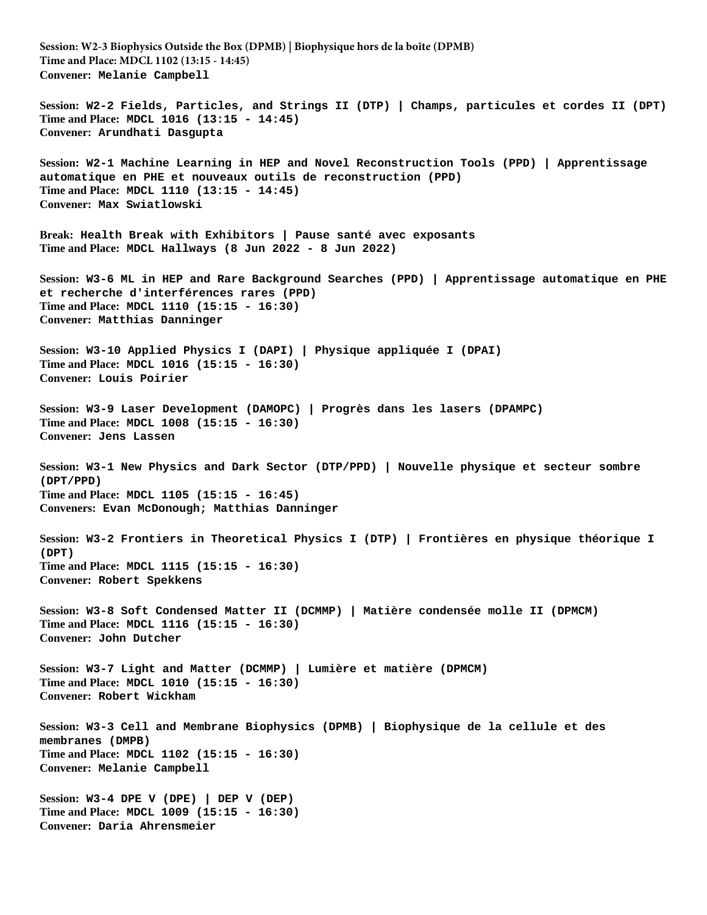**Session:** **W2-3 Biophysics Outside the Box (DPMB) | Biophysique hors de la boîte (DPMB)**
**Time and Place:** **MDCL 1102 (13:15 - 14:45)**
**Convener:** **Melanie Campbell**

**Session:** **W2-2 Fields, Particles, and Strings II (DTP) | Champs, particules et cordes II (DPT)**
**Time and Place:** **MDCL 1016 (13:15 - 14:45)**
**Convener:** **Arundhati Dasgupta**

**Session:** **W2-1 Machine Learning in HEP and Novel Reconstruction Tools (PPD) | Apprentissage automatique en PHE et nouveaux outils de reconstruction (PPD)**
**Time and Place:** **MDCL 1110 (13:15 - 14:45)**
**Convener:** **Max Swiatlowski**

**Break:** **Health Break with Exhibitors | Pause santé avec exposants**
**Time and Place:** **MDCL Hallways (8 Jun 2022 - 8 Jun 2022)**

**Session:** **W3-6 ML in HEP and Rare Background Searches (PPD) | Apprentissage automatique en PHE et recherche d'interférences rares (PPD)**
**Time and Place:** **MDCL 1110 (15:15 - 16:30)**
**Convener:** **Matthias Danninger**

**Session:** **W3-10 Applied Physics I (DAPI) | Physique appliquée I (DPAI)**
**Time and Place:** **MDCL 1016 (15:15 - 16:30)**
**Convener:** **Louis Poirier**

**Session:** **W3-9 Laser Development (DAMOPC) | Progrès dans les lasers (DPAMPC)**
**Time and Place:** **MDCL 1008 (15:15 - 16:30)**
**Convener:** **Jens Lassen**

**Session:** **W3-1 New Physics and Dark Sector (DTP/PPD) | Nouvelle physique et secteur sombre (DPT/PPD)**
**Time and Place:** **MDCL 1105 (15:15 - 16:45)**
**Conveners:** **Evan McDonough; Matthias Danninger**

**Session:** **W3-2 Frontiers in Theoretical Physics I (DTP) | Frontières en physique théorique I (DPT)**
**Time and Place:** **MDCL 1115 (15:15 - 16:30)**
**Convener:** **Robert Spekkens**

**Session:** **W3-8 Soft Condensed Matter II (DCMMP) | Matière condensée molle II (DPMCM)**
**Time and Place:** **MDCL 1116 (15:15 - 16:30)**
**Convener:** **John Dutcher**

**Session:** **W3-7 Light and Matter (DCMMP) | Lumière et matière (DPMCM)**
**Time and Place:** **MDCL 1010 (15:15 - 16:30)**
**Convener:** **Robert Wickham**

**Session:** **W3-3 Cell and Membrane Biophysics (DPMB) | Biophysique de la cellule et des membranes (DMPB)**
**Time and Place:** **MDCL 1102 (15:15 - 16:30)**
**Convener:** **Melanie Campbell**

**Session:** **W3-4 DPE V (DPE) | DEP V (DEP)**
**Time and Place:** **MDCL 1009 (15:15 - 16:30)**
**Convener:** **Daria Ahrensmeier**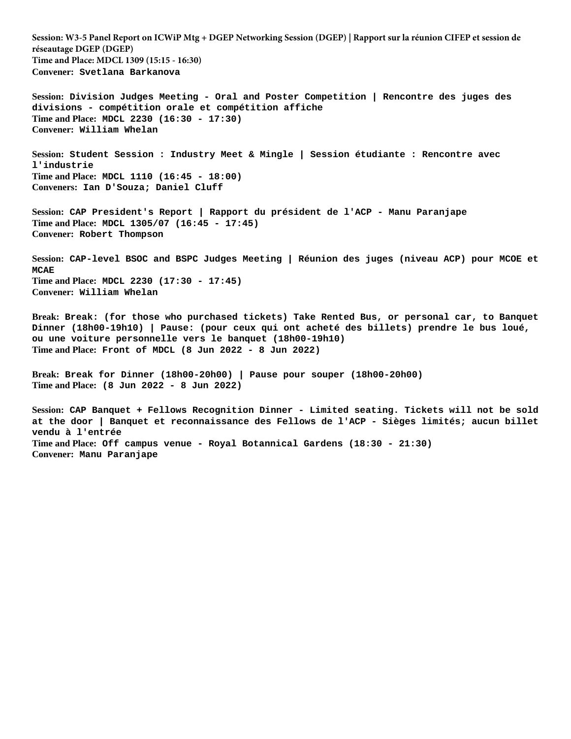**Session:** W3-5 Panel Report on ICWiP Mtg + DGEP Networking Session (DGEP) | Rapport sur la réunion CIFEP et session de réseautage DGEP (DGEP)
**Time and Place:** MDCL 1309 (15:15 - 16:30)
**Convener:** Svetlana Barkanova

**Session:** Division Judges Meeting - Oral and Poster Competition | Rencontre des juges des divisions - compétition orale et compétition affiche
**Time and Place:** MDCL 2230 (16:30 - 17:30)
**Convener:** William Whelan

**Session:** Student Session : Industry Meet & Mingle | Session étudiante : Rencontre avec l'industrie
**Time and Place:** MDCL 1110 (16:45 - 18:00)
**Conveners:** Ian D'Souza; Daniel Cluff

**Session:** CAP President's Report | Rapport du président de l'ACP - Manu Paranjape
**Time and Place:** MDCL 1305/07 (16:45 - 17:45)
**Convener:** Robert Thompson

**Session:** CAP-level BSOC and BSPC Judges Meeting | Réunion des juges (niveau ACP) pour MCOE et MCAE
**Time and Place:** MDCL 2230 (17:30 - 17:45)
**Convener:** William Whelan

**Break:** Break: (for those who purchased tickets) Take Rented Bus, or personal car, to Banquet Dinner (18h00-19h10) | Pause: (pour ceux qui ont acheté des billets) prendre le bus loué, ou une voiture personnelle vers le banquet (18h00-19h10)
**Time and Place:** Front of MDCL (8 Jun 2022 - 8 Jun 2022)

**Break:** Break for Dinner (18h00-20h00) | Pause pour souper (18h00-20h00)
**Time and Place:** (8 Jun 2022 - 8 Jun 2022)

**Session:** CAP Banquet + Fellows Recognition Dinner - Limited seating. Tickets will not be sold at the door | Banquet et reconnaissance des Fellows de l'ACP - Sièges limités; aucun billet vendu à l'entrée
**Time and Place:** Off campus venue - Royal Botannical Gardens (18:30 - 21:30)
**Convener:** Manu Paranjape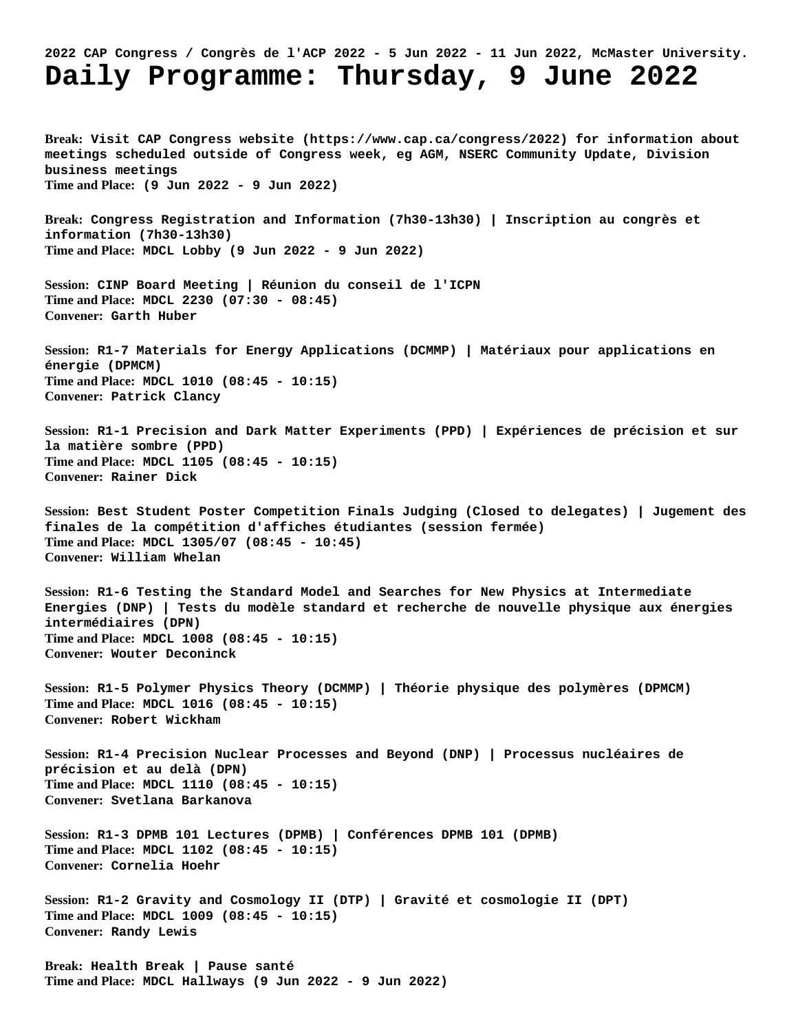2022 CAP Congress / Congrès de l'ACP 2022 - 5 Jun 2022 - 11 Jun 2022, McMaster University.

# Daily Programme: Thursday, 9 June 2022

**Break:** Visit CAP Congress website (https://www.cap.ca/congress/2022) for information about meetings scheduled outside of Congress week, eg AGM, NSERC Community Update, Division business meetings
**Time and Place:** (9 Jun 2022 - 9 Jun 2022)

**Break:** Congress Registration and Information (7h30-13h30) | Inscription au congrès et information (7h30-13h30)
**Time and Place:** MDCL Lobby (9 Jun 2022 - 9 Jun 2022)

**Session:** CINP Board Meeting | Réunion du conseil de l'ICPN
**Time and Place:** MDCL 2230 (07:30 - 08:45)
**Convener:** Garth Huber

**Session:** R1-7 Materials for Energy Applications (DCMMP) | Matériaux pour applications en énergie (DPMCM)
**Time and Place:** MDCL 1010 (08:45 - 10:15)
**Convener:** Patrick Clancy

**Session:** R1-1 Precision and Dark Matter Experiments (PPD) | Expériences de précision et sur la matière sombre (PPD)
**Time and Place:** MDCL 1105 (08:45 - 10:15)
**Convener:** Rainer Dick

**Session:** Best Student Poster Competition Finals Judging (Closed to delegates) | Jugement des finales de la compétition d'affiches étudiantes (session fermée)
**Time and Place:** MDCL 1305/07 (08:45 - 10:45)
**Convener:** William Whelan

**Session:** R1-6 Testing the Standard Model and Searches for New Physics at Intermediate Energies (DNP) | Tests du modèle standard et recherche de nouvelle physique aux énergies intermédiaires (DPN)
**Time and Place:** MDCL 1008 (08:45 - 10:15)
**Convener:** Wouter Deconinck

**Session:** R1-5 Polymer Physics Theory (DCMMP) | Théorie physique des polymères (DPMCM)
**Time and Place:** MDCL 1016 (08:45 - 10:15)
**Convener:** Robert Wickham

**Session:** R1-4 Precision Nuclear Processes and Beyond (DNP) | Processus nucléaires de précision et au delà (DPN)
**Time and Place:** MDCL 1110 (08:45 - 10:15)
**Convener:** Svetlana Barkanova

**Session:** R1-3 DPMB 101 Lectures (DPMB) | Conférences DPMB 101 (DPMB)
**Time and Place:** MDCL 1102 (08:45 - 10:15)
**Convener:** Cornelia Hoehr

**Session:** R1-2 Gravity and Cosmology II (DTP) | Gravité et cosmologie II (DPT)
**Time and Place:** MDCL 1009 (08:45 - 10:15)
**Convener:** Randy Lewis

**Break:** Health Break | Pause santé
**Time and Place:** MDCL Hallways (9 Jun 2022 - 9 Jun 2022)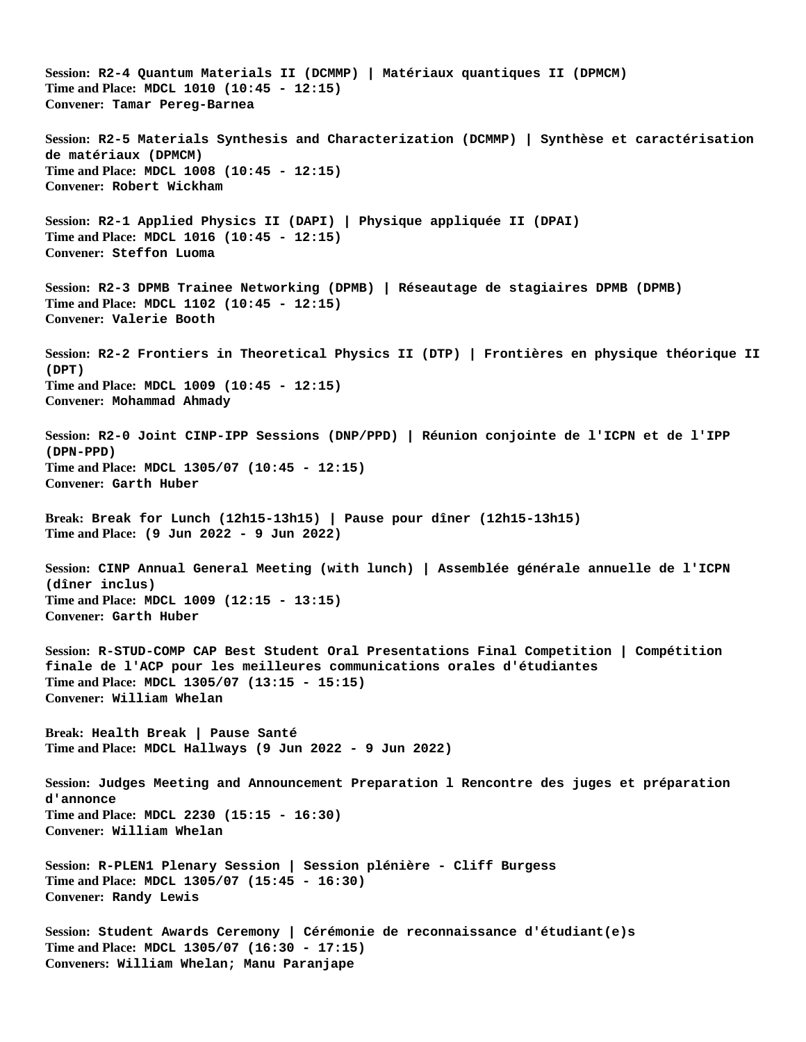**Session:** R2-4 Quantum Materials II (DCMMP) | Matériaux quantiques II (DPMCM)
**Time and Place:** MDCL 1010 (10:45 - 12:15)
**Convener:** Tamar Pereg-Barnea

**Session:** R2-5 Materials Synthesis and Characterization (DCMMP) | Synthèse et caractérisation de matériaux (DPMCM)
**Time and Place:** MDCL 1008 (10:45 - 12:15)
**Convener:** Robert Wickham

**Session:** R2-1 Applied Physics II (DAPI) | Physique appliquée II (DPAI)
**Time and Place:** MDCL 1016 (10:45 - 12:15)
**Convener:** Steffon Luoma

**Session:** R2-3 DPMB Trainee Networking (DPMB) | Réseautage de stagiaires DPMB (DPMB)
**Time and Place:** MDCL 1102 (10:45 - 12:15)
**Convener:** Valerie Booth

**Session:** R2-2 Frontiers in Theoretical Physics II (DTP) | Frontières en physique théorique II (DPT)
**Time and Place:** MDCL 1009 (10:45 - 12:15)
**Convener:** Mohammad Ahmady

**Session:** R2-0 Joint CINP-IPP Sessions (DNP/PPD) | Réunion conjointe de l'ICPN et de l'IPP (DPN-PPD)
**Time and Place:** MDCL 1305/07 (10:45 - 12:15)
**Convener:** Garth Huber

**Break:** Break for Lunch (12h15-13h15) | Pause pour dîner (12h15-13h15)
**Time and Place:** (9 Jun 2022 - 9 Jun 2022)

**Session:** CINP Annual General Meeting (with lunch) | Assemblée générale annuelle de l'ICPN (dîner inclus)
**Time and Place:** MDCL 1009 (12:15 - 13:15)
**Convener:** Garth Huber

**Session:** R-STUD-COMP CAP Best Student Oral Presentations Final Competition | Compétition finale de l'ACP pour les meilleures communications orales d'étudiantes
**Time and Place:** MDCL 1305/07 (13:15 - 15:15)
**Convener:** William Whelan

**Break:** Health Break | Pause Santé
**Time and Place:** MDCL Hallways (9 Jun 2022 - 9 Jun 2022)

**Session:** Judges Meeting and Announcement Preparation l Rencontre des juges et préparation d'annonce
**Time and Place:** MDCL 2230 (15:15 - 16:30)
**Convener:** William Whelan

**Session:** R-PLEN1 Plenary Session | Session plénière - Cliff Burgess
**Time and Place:** MDCL 1305/07 (15:45 - 16:30)
**Convener:** Randy Lewis

**Session:** Student Awards Ceremony | Cérémonie de reconnaissance d'étudiant(e)s
**Time and Place:** MDCL 1305/07 (16:30 - 17:15)
**Conveners:** William Whelan; Manu Paranjape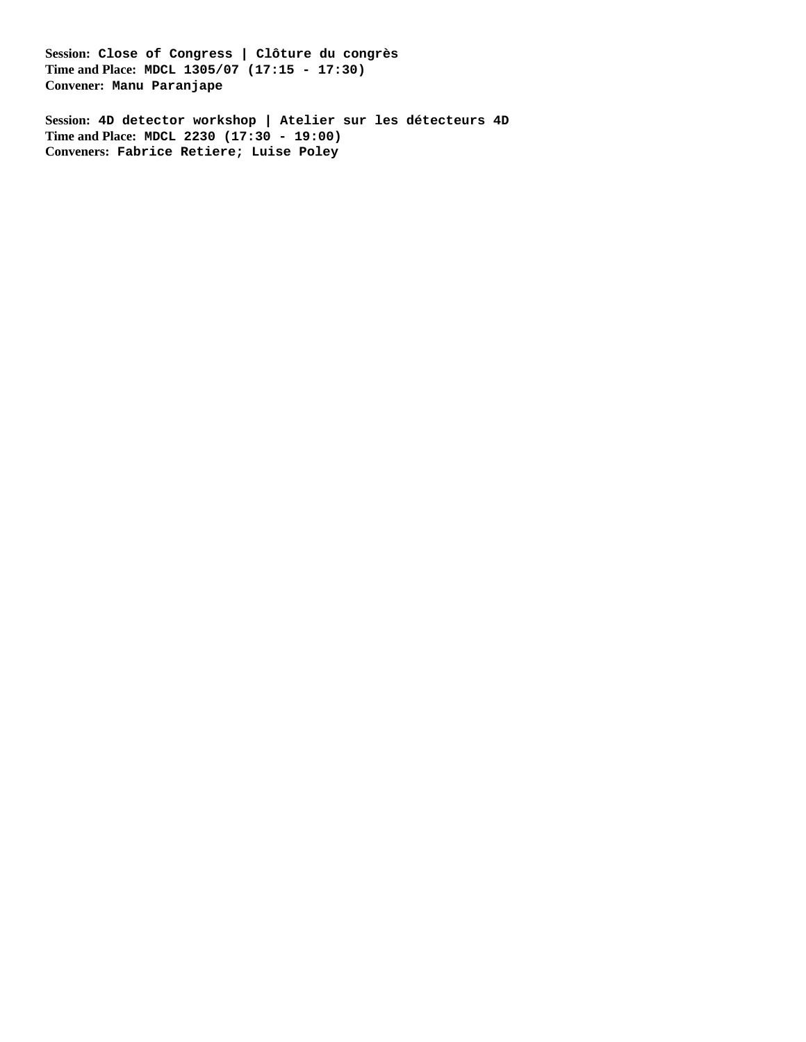**Session:** Close of Congress | Clôture du congrès
**Time and Place:** MDCL 1305/07 (17:15 - 17:30)
**Convener:** Manu Paranjape

**Session:** 4D detector workshop | Atelier sur les détecteurs 4D
**Time and Place:** MDCL 2230 (17:30 - 19:00)
**Conveners:** Fabrice Retiere; Luise Poley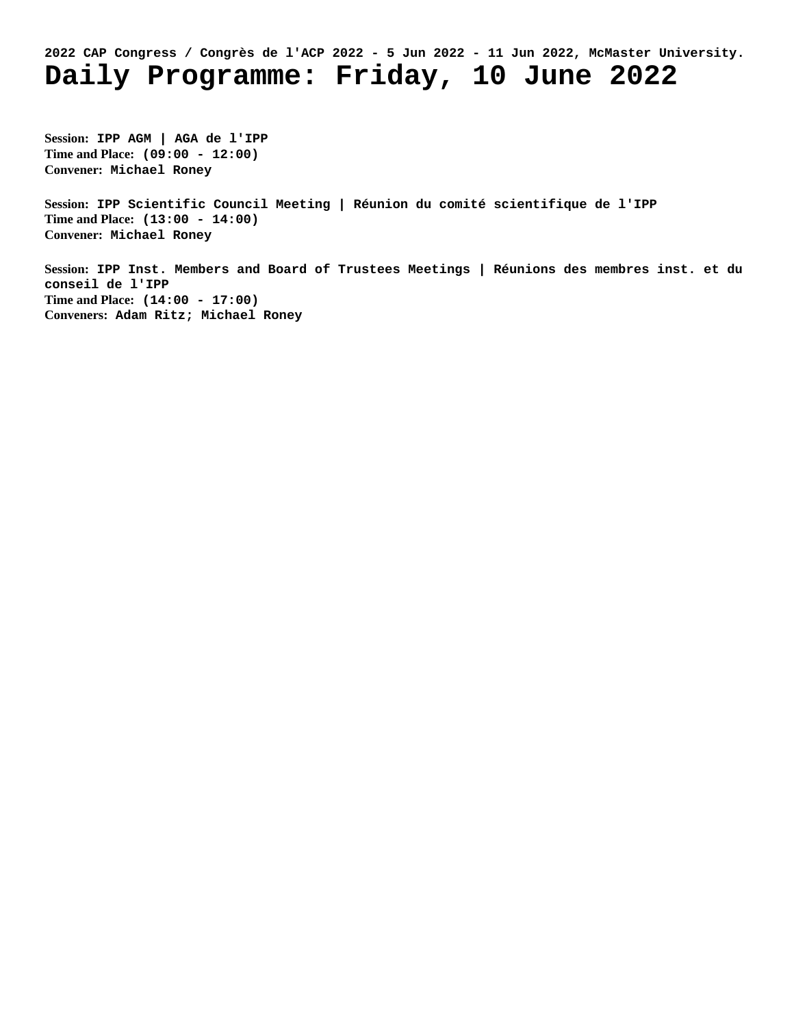# Daily Programme: Friday, 10 June 2022

**Session:** IPP AGM | AGA de l'IPP
**Time and Place:** (09:00 - 12:00)
**Convener:** Michael Roney

**Session:** IPP Scientific Council Meeting | Réunion du comité scientifique de l'IPP
**Time and Place:** (13:00 - 14:00)
**Convener:** Michael Roney

**Session:** IPP Inst. Members and Board of Trustees Meetings | Réunions des membres inst. et du conseil de l'IPP
**Time and Place:** (14:00 - 17:00)
**Conveners:** Adam Ritz; Michael Roney